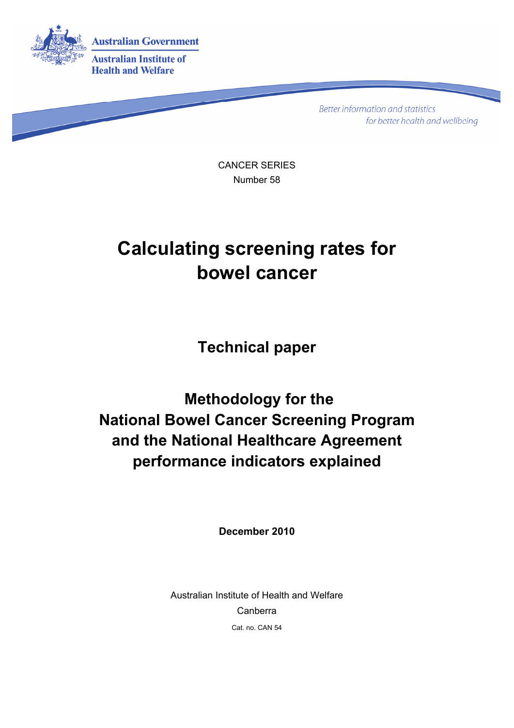Australian Government

Australian Institute of Health and Welfare

*Better information and statistics for better health and wellbeing*

CANCER SERIES

Number 58

# Calculating screening rates for bowel cancer

## Technical paper

## Methodology for the National Bowel Cancer Screening Program and the National Healthcare Agreement performance indicators explained

**December 2010**

Australian Institute of Health and Welfare

Canberra

Cat. no. CAN 54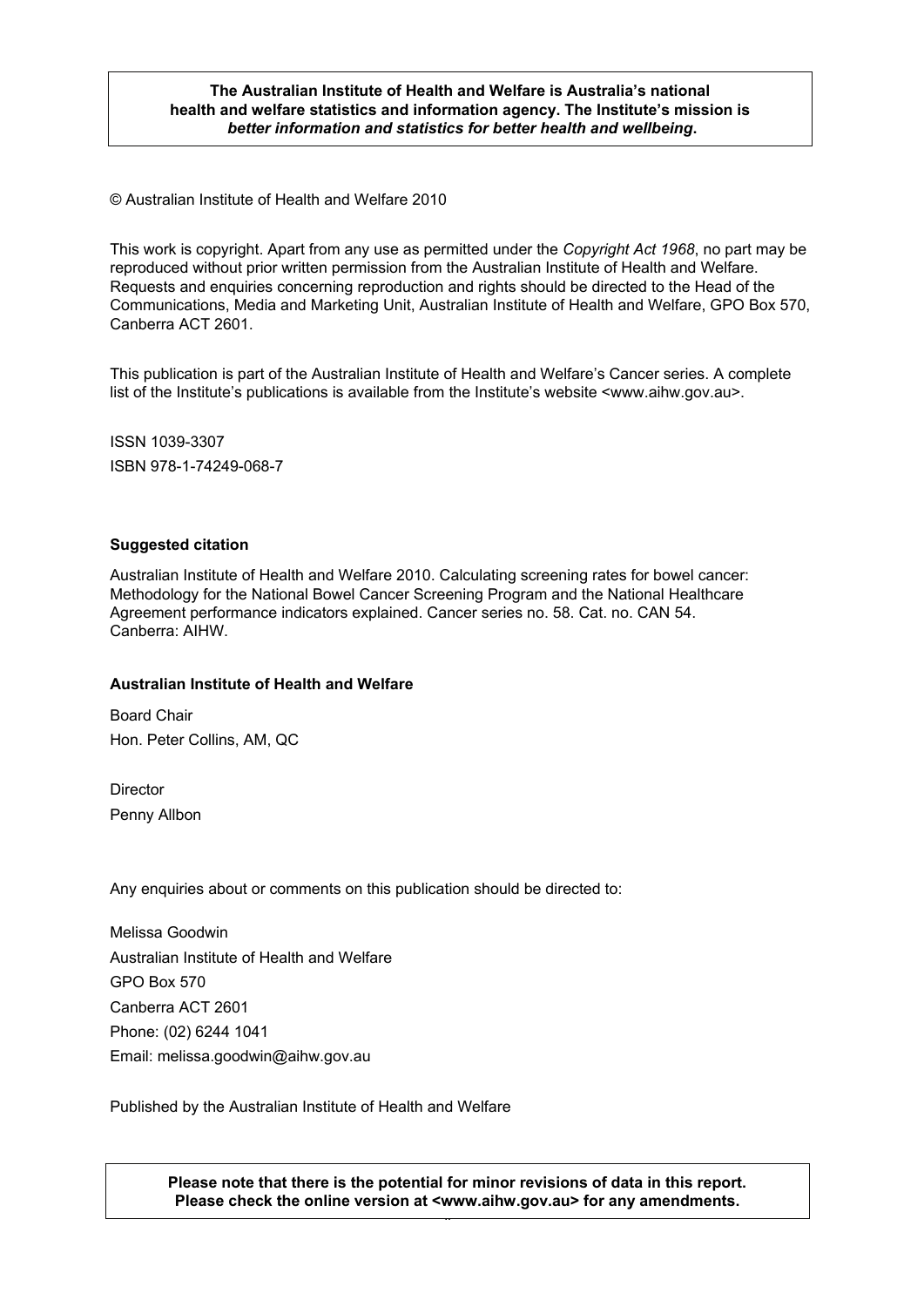**The Australian Institute of Health and Welfare is Australia's national health and welfare statistics and information agency. The Institute's mission is *better information and statistics for better health and wellbeing*.**

© Australian Institute of Health and Welfare 2010

This work is copyright. Apart from any use as permitted under the *Copyright Act 1968*, no part may be reproduced without prior written permission from the Australian Institute of Health and Welfare. Requests and enquiries concerning reproduction and rights should be directed to the Head of the Communications, Media and Marketing Unit, Australian Institute of Health and Welfare, GPO Box 570, Canberra ACT 2601.

This publication is part of the Australian Institute of Health and Welfare's Cancer series. A complete list of the Institute's publications is available from the Institute's website <www.aihw.gov.au>.

ISSN 1039-3307

ISBN 978-1-74249-068-7

**Suggested citation**

Australian Institute of Health and Welfare 2010. Calculating screening rates for bowel cancer: Methodology for the National Bowel Cancer Screening Program and the National Healthcare Agreement performance indicators explained. Cancer series no. 58. Cat. no. CAN 54. Canberra: AIHW.

**Australian Institute of Health and Welfare**

Board Chair

Hon. Peter Collins, AM, QC

Director

Penny Allbon

Any enquiries about or comments on this publication should be directed to:

Melissa Goodwin

Australian Institute of Health and Welfare

GPO Box 570

Canberra ACT 2601

Phone: (02) 6244 1041

Email: melissa.goodwin@aihw.gov.au

Published by the Australian Institute of Health and Welfare

**Please note that there is the potential for minor revisions of data in this report. Please check the online version at <www.aihw.gov.au> for any amendments.**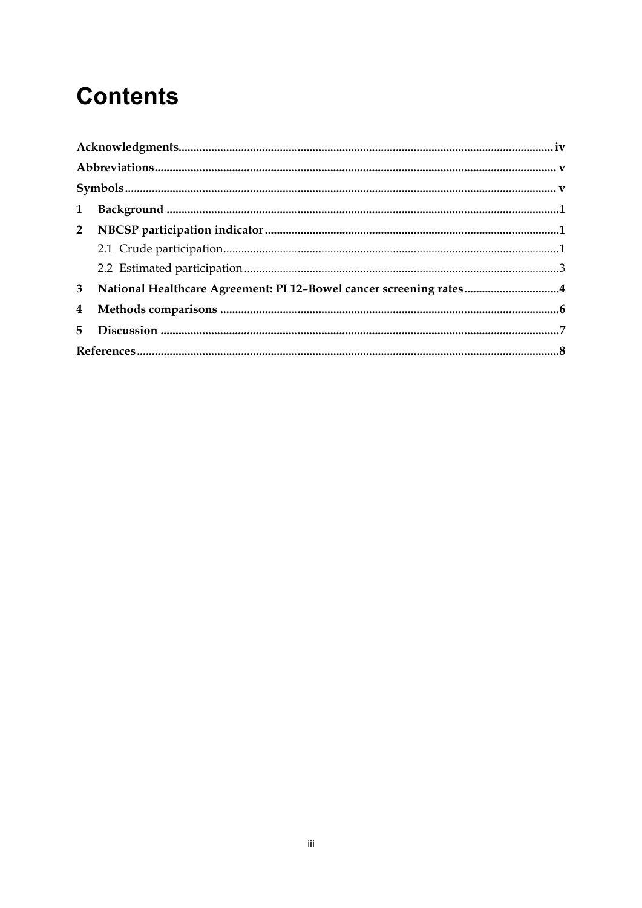# Contents

**Acknowledgments** ..... iv

**Abbreviations** ..... v

**Symbols** ..... v

**1 Background** ..... 1

**2 NBCSP participation indicator** ..... 1

2.1 Crude participation ..... 1

2.2 Estimated participation ..... 3

**3 National Healthcare Agreement: PI 12–Bowel cancer screening rates** ..... 4

**4 Methods comparisons** ..... 6

**5 Discussion** ..... 7

**References** ..... 8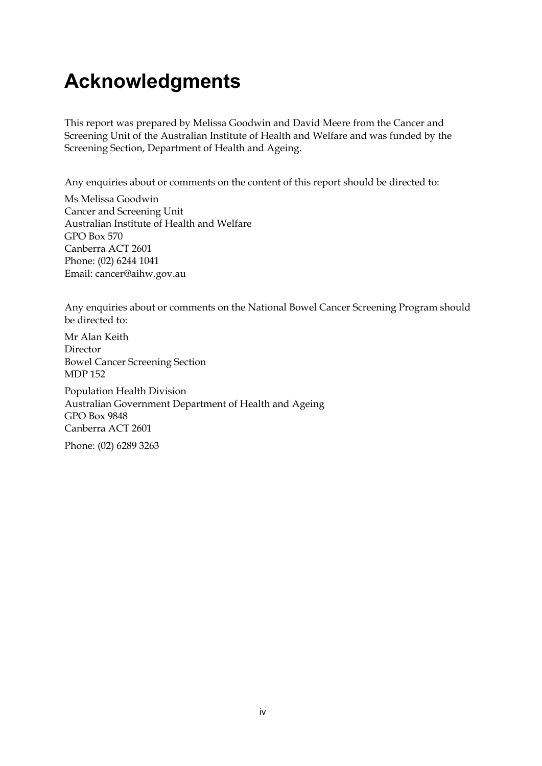# Acknowledgments

This report was prepared by Melissa Goodwin and David Meere from the Cancer and Screening Unit of the Australian Institute of Health and Welfare and was funded by the Screening Section, Department of Health and Ageing.

Any enquiries about or comments on the content of this report should be directed to:

Ms Melissa Goodwin
Cancer and Screening Unit
Australian Institute of Health and Welfare
GPO Box 570
Canberra ACT 2601
Phone: (02) 6244 1041
Email: cancer@aihw.gov.au

Any enquiries about or comments on the National Bowel Cancer Screening Program should be directed to:

Mr Alan Keith
Director
Bowel Cancer Screening Section
MDP 152

Population Health Division
Australian Government Department of Health and Ageing
GPO Box 9848
Canberra ACT 2601

Phone: (02) 6289 3263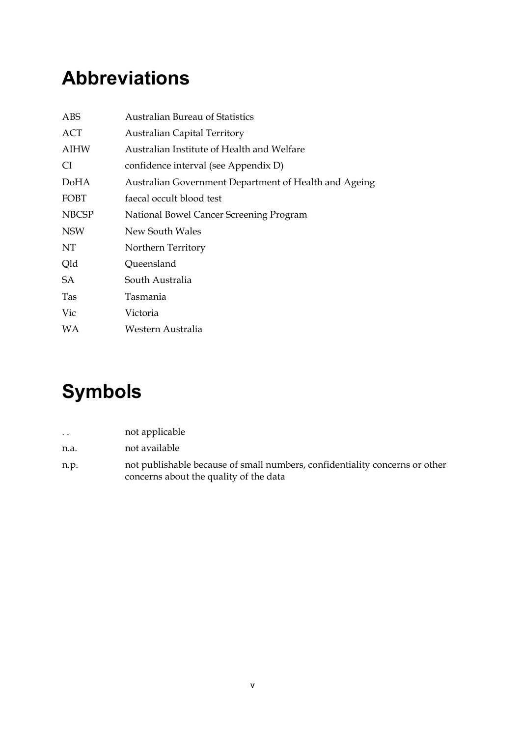# Abbreviations

| | |
|---|---|
| ABS | Australian Bureau of Statistics |
| ACT | Australian Capital Territory |
| AIHW | Australian Institute of Health and Welfare |
| CI | confidence interval (see Appendix D) |
| DoHA | Australian Government Department of Health and Ageing |
| FOBT | faecal occult blood test |
| NBCSP | National Bowel Cancer Screening Program |
| NSW | New South Wales |
| NT | Northern Territory |
| Qld | Queensland |
| SA | South Australia |
| Tas | Tasmania |
| Vic | Victoria |
| WA | Western Australia |

# Symbols

| | |
|---|---|
| . . | not applicable |
| n.a. | not available |
| n.p. | not publishable because of small numbers, confidentiality concerns or other concerns about the quality of the data |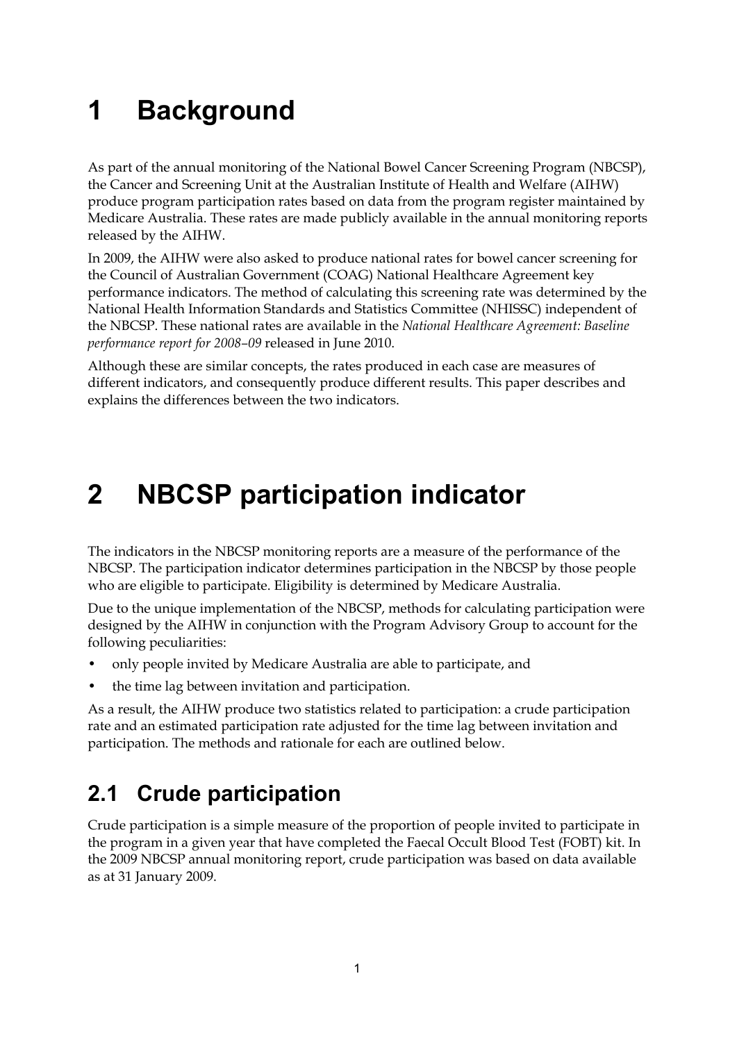# 1 Background

As part of the annual monitoring of the National Bowel Cancer Screening Program (NBCSP), the Cancer and Screening Unit at the Australian Institute of Health and Welfare (AIHW) produce program participation rates based on data from the program register maintained by Medicare Australia. These rates are made publicly available in the annual monitoring reports released by the AIHW.

In 2009, the AIHW were also asked to produce national rates for bowel cancer screening for the Council of Australian Government (COAG) National Healthcare Agreement key performance indicators. The method of calculating this screening rate was determined by the National Health Information Standards and Statistics Committee (NHISSC) independent of the NBCSP. These national rates are available in the *National Healthcare Agreement: Baseline performance report for 2008–09* released in June 2010.

Although these are similar concepts, the rates produced in each case are measures of different indicators, and consequently produce different results. This paper describes and explains the differences between the two indicators.

# 2 NBCSP participation indicator

The indicators in the NBCSP monitoring reports are a measure of the performance of the NBCSP. The participation indicator determines participation in the NBCSP by those people who are eligible to participate. Eligibility is determined by Medicare Australia.

Due to the unique implementation of the NBCSP, methods for calculating participation were designed by the AIHW in conjunction with the Program Advisory Group to account for the following peculiarities:

- only people invited by Medicare Australia are able to participate, and
- the time lag between invitation and participation.

As a result, the AIHW produce two statistics related to participation: a crude participation rate and an estimated participation rate adjusted for the time lag between invitation and participation. The methods and rationale for each are outlined below.

## 2.1 Crude participation

Crude participation is a simple measure of the proportion of people invited to participate in the program in a given year that have completed the Faecal Occult Blood Test (FOBT) kit. In the 2009 NBCSP annual monitoring report, crude participation was based on data available as at 31 January 2009.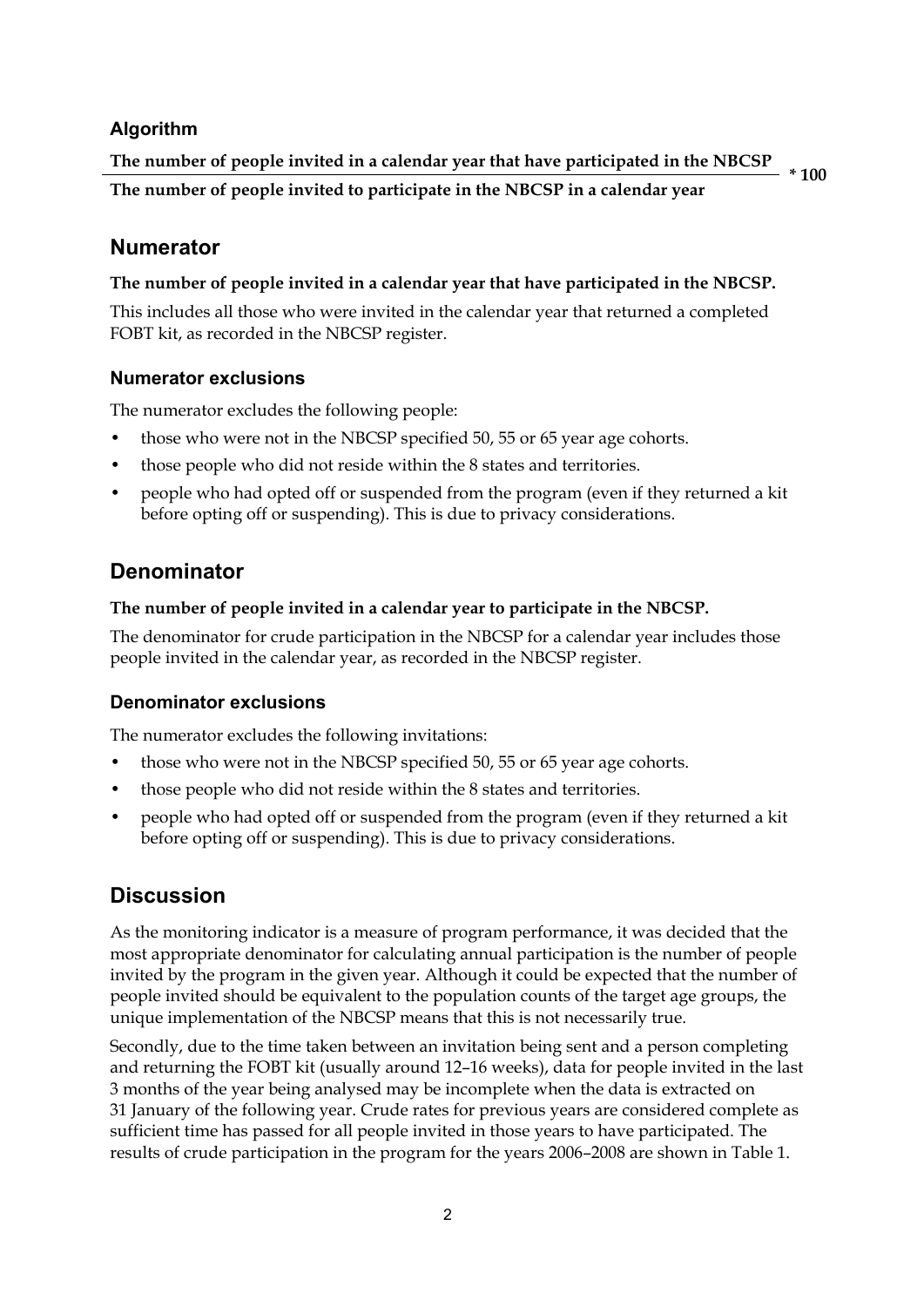### Algorithm

$$\frac{\textbf{The number of people invited in a calendar year that have participated in the NBCSP}}{\textbf{The number of people invited to participate in the NBCSP in a calendar year}} * 100$$

## Numerator

**The number of people invited in a calendar year that have participated in the NBCSP.**

This includes all those who were invited in the calendar year that returned a completed FOBT kit, as recorded in the NBCSP register.

### Numerator exclusions

The numerator excludes the following people:

- those who were not in the NBCSP specified 50, 55 or 65 year age cohorts.
- those people who did not reside within the 8 states and territories.
- people who had opted off or suspended from the program (even if they returned a kit before opting off or suspending). This is due to privacy considerations.

## Denominator

**The number of people invited in a calendar year to participate in the NBCSP.**

The denominator for crude participation in the NBCSP for a calendar year includes those people invited in the calendar year, as recorded in the NBCSP register.

### Denominator exclusions

The numerator excludes the following invitations:

- those who were not in the NBCSP specified 50, 55 or 65 year age cohorts.
- those people who did not reside within the 8 states and territories.
- people who had opted off or suspended from the program (even if they returned a kit before opting off or suspending). This is due to privacy considerations.

## Discussion

As the monitoring indicator is a measure of program performance, it was decided that the most appropriate denominator for calculating annual participation is the number of people invited by the program in the given year. Although it could be expected that the number of people invited should be equivalent to the population counts of the target age groups, the unique implementation of the NBCSP means that this is not necessarily true.

Secondly, due to the time taken between an invitation being sent and a person completing and returning the FOBT kit (usually around 12–16 weeks), data for people invited in the last 3 months of the year being analysed may be incomplete when the data is extracted on 31 January of the following year. Crude rates for previous years are considered complete as sufficient time has passed for all people invited in those years to have participated. The results of crude participation in the program for the years 2006–2008 are shown in Table 1.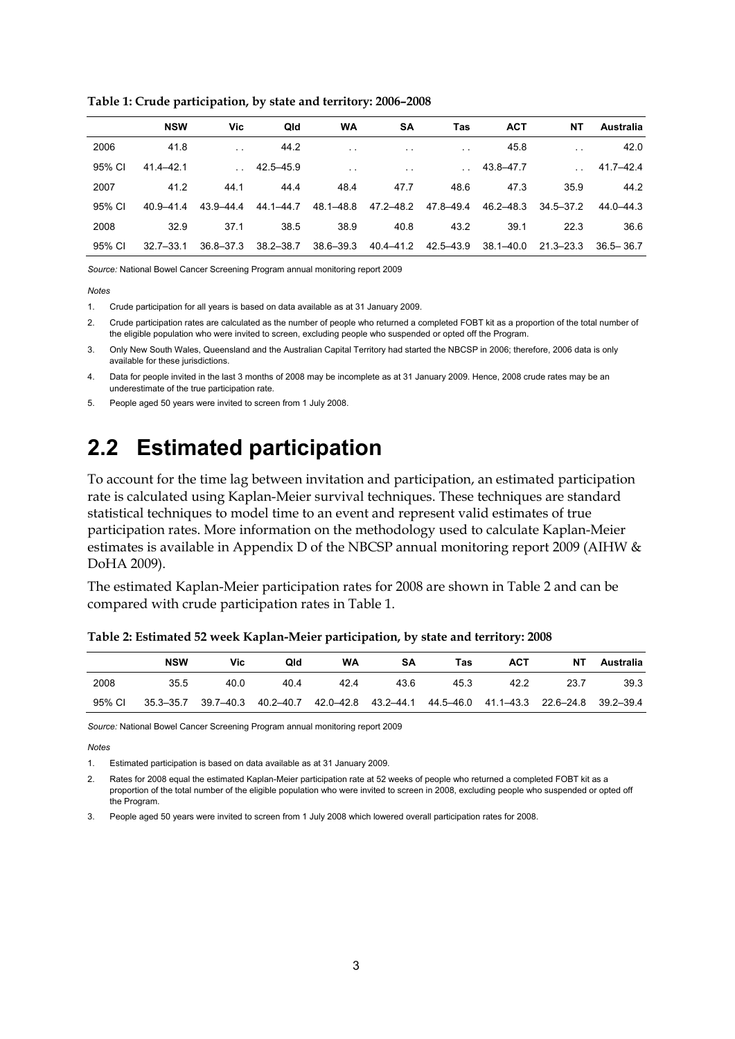**Table 1: Crude participation, by state and territory: 2006–2008**

| | NSW | Vic | Qld | WA | SA | Tas | ACT | NT | Australia |
|---|---|---|---|---|---|---|---|---|---|
| 2006 | 41.8 | . . | 44.2 | . . | . . | . . | 45.8 | . . | 42.0 |
| 95% CI | 41.4–42.1 | . . | 42.5–45.9 | . . | . . | . . | 43.8–47.7 | . . | 41.7–42.4 |
| 2007 | 41.2 | 44.1 | 44.4 | 48.4 | 47.7 | 48.6 | 47.3 | 35.9 | 44.2 |
| 95% CI | 40.9–41.4 | 43.9–44.4 | 44.1–44.7 | 48.1–48.8 | 47.2–48.2 | 47.8–49.4 | 46.2–48.3 | 34.5–37.2 | 44.0–44.3 |
| 2008 | 32.9 | 37.1 | 38.5 | 38.9 | 40.8 | 43.2 | 39.1 | 22.3 | 36.6 |
| 95% CI | 32.7–33.1 | 36.8–37.3 | 38.2–38.7 | 38.6–39.3 | 40.4–41.2 | 42.5–43.9 | 38.1–40.0 | 21.3–23.3 | 36.5– 36.7 |

*Source:* National Bowel Cancer Screening Program annual monitoring report 2009

*Notes*

1. Crude participation for all years is based on data available as at 31 January 2009.
2. Crude participation rates are calculated as the number of people who returned a completed FOBT kit as a proportion of the total number of the eligible population who were invited to screen, excluding people who suspended or opted off the Program.
3. Only New South Wales, Queensland and the Australian Capital Territory had started the NBCSP in 2006; therefore, 2006 data is only available for these jurisdictions.
4. Data for people invited in the last 3 months of 2008 may be incomplete as at 31 January 2009. Hence, 2008 crude rates may be an underestimate of the true participation rate.
5. People aged 50 years were invited to screen from 1 July 2008.

# 2.2 Estimated participation

To account for the time lag between invitation and participation, an estimated participation rate is calculated using Kaplan-Meier survival techniques. These techniques are standard statistical techniques to model time to an event and represent valid estimates of true participation rates. More information on the methodology used to calculate Kaplan-Meier estimates is available in Appendix D of the NBCSP annual monitoring report 2009 (AIHW & DoHA 2009).

The estimated Kaplan-Meier participation rates for 2008 are shown in Table 2 and can be compared with crude participation rates in Table 1.

**Table 2: Estimated 52 week Kaplan-Meier participation, by state and territory: 2008**

| | NSW | Vic | Qld | WA | SA | Tas | ACT | NT | Australia |
|---|---|---|---|---|---|---|---|---|---|
| 2008 | 35.5 | 40.0 | 40.4 | 42.4 | 43.6 | 45.3 | 42.2 | 23.7 | 39.3 |
| 95% CI | 35.3–35.7 | 39.7–40.3 | 40.2–40.7 | 42.0–42.8 | 43.2–44.1 | 44.5–46.0 | 41.1–43.3 | 22.6–24.8 | 39.2–39.4 |

*Source:* National Bowel Cancer Screening Program annual monitoring report 2009

*Notes*

1. Estimated participation is based on data available as at 31 January 2009.
2. Rates for 2008 equal the estimated Kaplan-Meier participation rate at 52 weeks of people who returned a completed FOBT kit as a proportion of the total number of the eligible population who were invited to screen in 2008, excluding people who suspended or opted off the Program.
3. People aged 50 years were invited to screen from 1 July 2008 which lowered overall participation rates for 2008.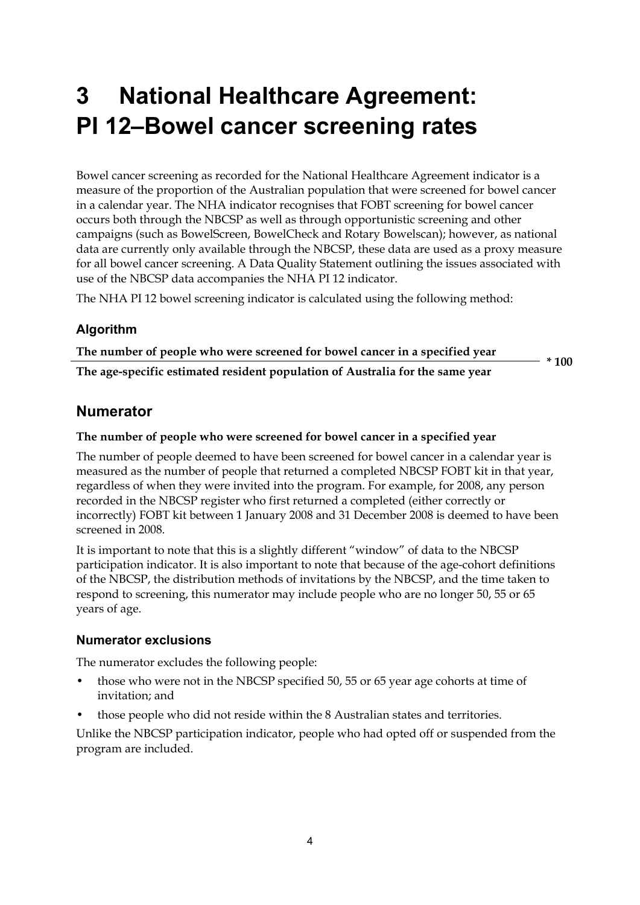# 3 National Healthcare Agreement: PI 12–Bowel cancer screening rates

Bowel cancer screening as recorded for the National Healthcare Agreement indicator is a measure of the proportion of the Australian population that were screened for bowel cancer in a calendar year. The NHA indicator recognises that FOBT screening for bowel cancer occurs both through the NBCSP as well as through opportunistic screening and other campaigns (such as BowelScreen, BowelCheck and Rotary Bowelscan); however, as national data are currently only available through the NBCSP, these data are used as a proxy measure for all bowel cancer screening. A Data Quality Statement outlining the issues associated with use of the NBCSP data accompanies the NHA PI 12 indicator.

The NHA PI 12 bowel screening indicator is calculated using the following method:

### Algorithm

$$\frac{\textbf{The number of people who were screened for bowel cancer in a specified year}}{\textbf{The age-specific estimated resident population of Australia for the same year}} * 100$$

## Numerator

**The number of people who were screened for bowel cancer in a specified year**

The number of people deemed to have been screened for bowel cancer in a calendar year is measured as the number of people that returned a completed NBCSP FOBT kit in that year, regardless of when they were invited into the program. For example, for 2008, any person recorded in the NBCSP register who first returned a completed (either correctly or incorrectly) FOBT kit between 1 January 2008 and 31 December 2008 is deemed to have been screened in 2008.

It is important to note that this is a slightly different "window" of data to the NBCSP participation indicator. It is also important to note that because of the age-cohort definitions of the NBCSP, the distribution methods of invitations by the NBCSP, and the time taken to respond to screening, this numerator may include people who are no longer 50, 55 or 65 years of age.

### Numerator exclusions

The numerator excludes the following people:

- those who were not in the NBCSP specified 50, 55 or 65 year age cohorts at time of invitation; and
- those people who did not reside within the 8 Australian states and territories.

Unlike the NBCSP participation indicator, people who had opted off or suspended from the program are included.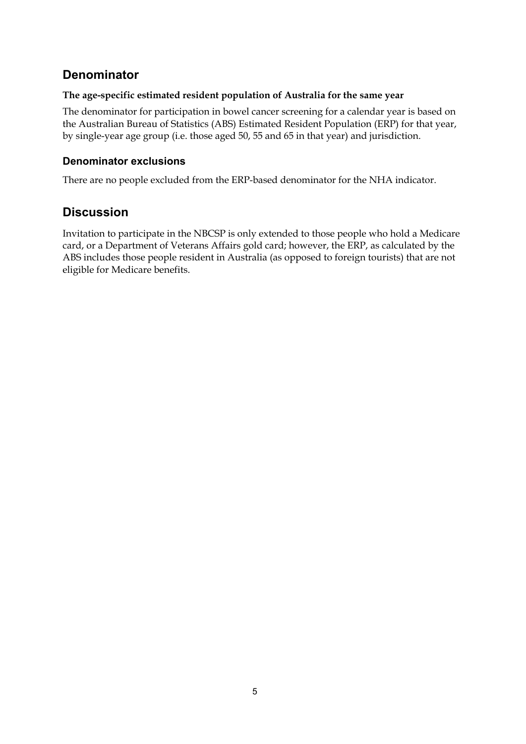## Denominator

**The age-specific estimated resident population of Australia for the same year**

The denominator for participation in bowel cancer screening for a calendar year is based on the Australian Bureau of Statistics (ABS) Estimated Resident Population (ERP) for that year, by single-year age group (i.e. those aged 50, 55 and 65 in that year) and jurisdiction.

### Denominator exclusions

There are no people excluded from the ERP-based denominator for the NHA indicator.

## Discussion

Invitation to participate in the NBCSP is only extended to those people who hold a Medicare card, or a Department of Veterans Affairs gold card; however, the ERP, as calculated by the ABS includes those people resident in Australia (as opposed to foreign tourists) that are not eligible for Medicare benefits.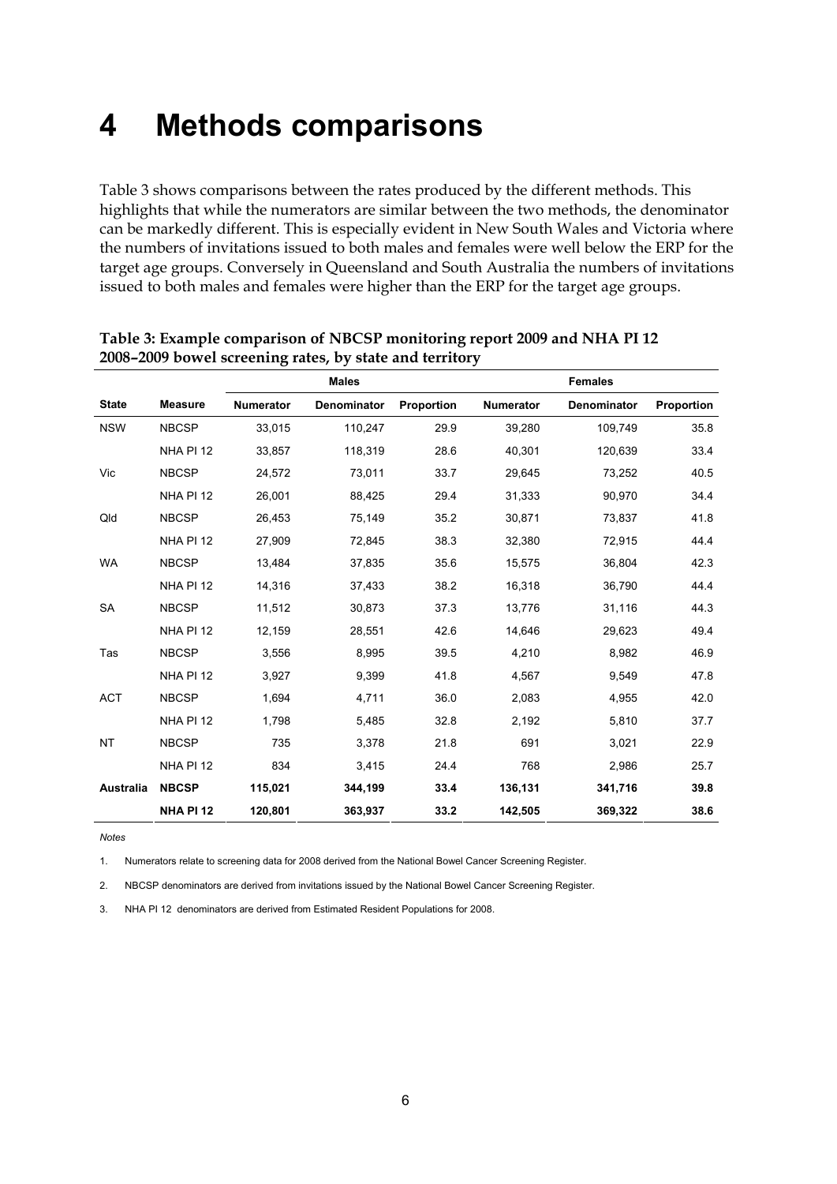# 4 Methods comparisons

Table 3 shows comparisons between the rates produced by the different methods. This highlights that while the numerators are similar between the two methods, the denominator can be markedly different. This is especially evident in New South Wales and Victoria where the numbers of invitations issued to both males and females were well below the ERP for the target age groups. Conversely in Queensland and South Australia the numbers of invitations issued to both males and females were higher than the ERP for the target age groups.

**Table 3: Example comparison of NBCSP monitoring report 2009 and NHA PI 12 2008–2009 bowel screening rates, by state and territory**

| | | Males | | | Females | | |
|---|---|---|---|---|---|---|---|
| State | Measure | Numerator | Denominator | Proportion | Numerator | Denominator | Proportion |
| NSW | NBCSP | 33,015 | 110,247 | 29.9 | 39,280 | 109,749 | 35.8 |
| | NHA PI 12 | 33,857 | 118,319 | 28.6 | 40,301 | 120,639 | 33.4 |
| Vic | NBCSP | 24,572 | 73,011 | 33.7 | 29,645 | 73,252 | 40.5 |
| | NHA PI 12 | 26,001 | 88,425 | 29.4 | 31,333 | 90,970 | 34.4 |
| Qld | NBCSP | 26,453 | 75,149 | 35.2 | 30,871 | 73,837 | 41.8 |
| | NHA PI 12 | 27,909 | 72,845 | 38.3 | 32,380 | 72,915 | 44.4 |
| WA | NBCSP | 13,484 | 37,835 | 35.6 | 15,575 | 36,804 | 42.3 |
| | NHA PI 12 | 14,316 | 37,433 | 38.2 | 16,318 | 36,790 | 44.4 |
| SA | NBCSP | 11,512 | 30,873 | 37.3 | 13,776 | 31,116 | 44.3 |
| | NHA PI 12 | 12,159 | 28,551 | 42.6 | 14,646 | 29,623 | 49.4 |
| Tas | NBCSP | 3,556 | 8,995 | 39.5 | 4,210 | 8,982 | 46.9 |
| | NHA PI 12 | 3,927 | 9,399 | 41.8 | 4,567 | 9,549 | 47.8 |
| ACT | NBCSP | 1,694 | 4,711 | 36.0 | 2,083 | 4,955 | 42.0 |
| | NHA PI 12 | 1,798 | 5,485 | 32.8 | 2,192 | 5,810 | 37.7 |
| NT | NBCSP | 735 | 3,378 | 21.8 | 691 | 3,021 | 22.9 |
| | NHA PI 12 | 834 | 3,415 | 24.4 | 768 | 2,986 | 25.7 |
| **Australia** | **NBCSP** | **115,021** | **344,199** | **33.4** | **136,131** | **341,716** | **39.8** |
| | **NHA PI 12** | **120,801** | **363,937** | **33.2** | **142,505** | **369,322** | **38.6** |

*Notes*

1. Numerators relate to screening data for 2008 derived from the National Bowel Cancer Screening Register.
2. NBCSP denominators are derived from invitations issued by the National Bowel Cancer Screening Register.
3. NHA PI 12 denominators are derived from Estimated Resident Populations for 2008.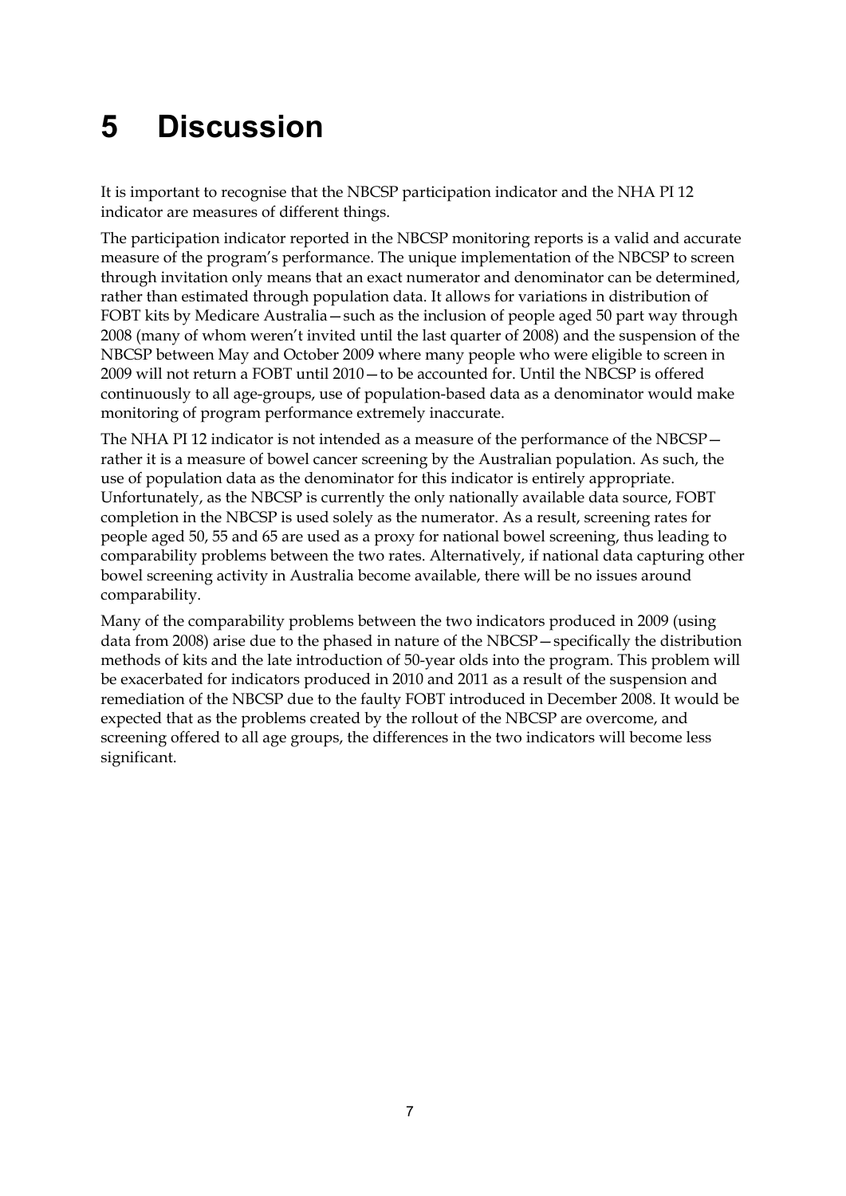# 5 Discussion

It is important to recognise that the NBCSP participation indicator and the NHA PI 12 indicator are measures of different things.

The participation indicator reported in the NBCSP monitoring reports is a valid and accurate measure of the program's performance. The unique implementation of the NBCSP to screen through invitation only means that an exact numerator and denominator can be determined, rather than estimated through population data. It allows for variations in distribution of FOBT kits by Medicare Australia—such as the inclusion of people aged 50 part way through 2008 (many of whom weren't invited until the last quarter of 2008) and the suspension of the NBCSP between May and October 2009 where many people who were eligible to screen in 2009 will not return a FOBT until 2010—to be accounted for. Until the NBCSP is offered continuously to all age-groups, use of population-based data as a denominator would make monitoring of program performance extremely inaccurate.

The NHA PI 12 indicator is not intended as a measure of the performance of the NBCSP—rather it is a measure of bowel cancer screening by the Australian population. As such, the use of population data as the denominator for this indicator is entirely appropriate. Unfortunately, as the NBCSP is currently the only nationally available data source, FOBT completion in the NBCSP is used solely as the numerator. As a result, screening rates for people aged 50, 55 and 65 are used as a proxy for national bowel screening, thus leading to comparability problems between the two rates. Alternatively, if national data capturing other bowel screening activity in Australia become available, there will be no issues around comparability.

Many of the comparability problems between the two indicators produced in 2009 (using data from 2008) arise due to the phased in nature of the NBCSP—specifically the distribution methods of kits and the late introduction of 50-year olds into the program. This problem will be exacerbated for indicators produced in 2010 and 2011 as a result of the suspension and remediation of the NBCSP due to the faulty FOBT introduced in December 2008. It would be expected that as the problems created by the rollout of the NBCSP are overcome, and screening offered to all age groups, the differences in the two indicators will become less significant.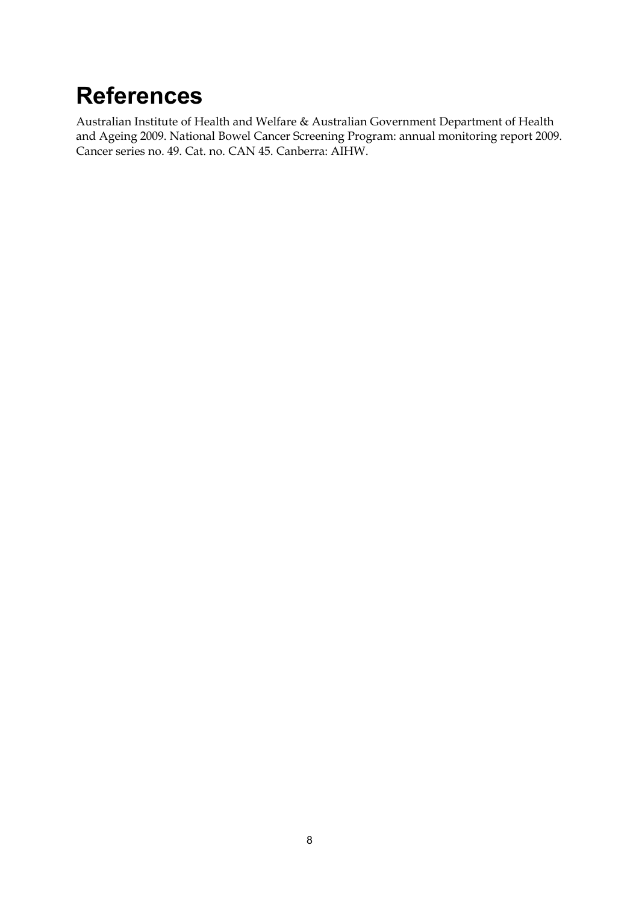# References

Australian Institute of Health and Welfare & Australian Government Department of Health and Ageing 2009. National Bowel Cancer Screening Program: annual monitoring report 2009. Cancer series no. 49. Cat. no. CAN 45. Canberra: AIHW.